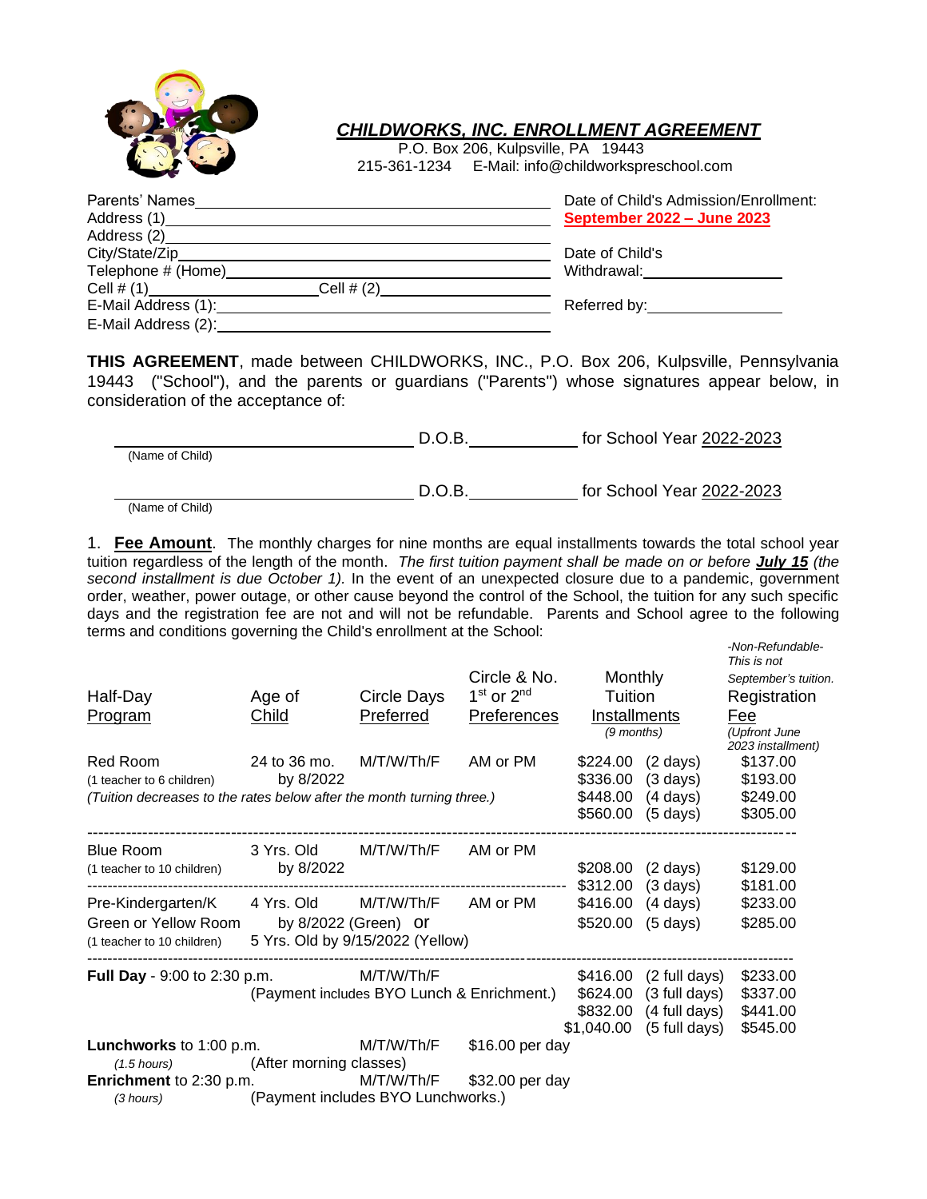# CHILDWORKS, INC. ENROLLMENT AGREEMENT

P.O. Box 206, Kulpsville, PA 19443
215-361-1234 E-Mail: info@childworkspreschool.com

Parents' Names ______________________
Address (1) ______________________
Address (2) ______________________
City/State/Zip ______________________
Telephone # (Home) ______________________
Cell # (1) ____________ Cell # (2) ____________
E-Mail Address (1): ______________________
E-Mail Address (2): ______________________

Date of Child's Admission/Enrollment: **September 2022 – June 2023**

Date of Child's Withdrawal: ____________

Referred by: ____________

**THIS AGREEMENT**, made between CHILDWORKS, INC., P.O. Box 206, Kulpsville, Pennsylvania 19443 ("School"), and the parents or guardians ("Parents") whose signatures appear below, in consideration of the acceptance of:

______________________ D.O.B. ____________ for School Year 2022-2023
(Name of Child)

______________________ D.O.B. ____________ for School Year 2022-2023
(Name of Child)

1. **Fee Amount**. The monthly charges for nine months are equal installments towards the total school year tuition regardless of the length of the month. *The first tuition payment shall be made on or before **July 15** (the second installment is due October 1).* In the event of an unexpected closure due to a pandemic, government order, weather, power outage, or other cause beyond the control of the School, the tuition for any such specific days and the registration fee are not and will not be refundable. Parents and School agree to the following terms and conditions governing the Child's enrollment at the School:

| Half-Day Program | Age of Child | Circle Days Preferred | Circle & No. 1st or 2nd Preferences | Monthly Tuition Installments *(9 months)* | Registration Fee *-Non-Refundable- This is not September's tuition. (Upfront June 2023 installment)* |
|---|---|---|---|---|---|
| Red Room (1 teacher to 6 children) | 24 to 36 mo. by 8/2022 | M/T/W/Th/F | AM or PM | $224.00 (2 days) | $137.00 |
| *(Tuition decreases to the rates below after the month turning three.)* | | | | $336.00 (3 days) | $193.00 |
| | | | | $448.00 (4 days) | $249.00 |
| | | | | $560.00 (5 days) | $305.00 |
| Blue Room (1 teacher to 10 children) | 3 Yrs. Old by 8/2022 | M/T/W/Th/F | AM or PM | $208.00 (2 days) | $129.00 |
| | | | | $312.00 (3 days) | $181.00 |
| Pre-Kindergarten/K Green or Yellow Room (1 teacher to 10 children) | 4 Yrs. Old by 8/2022 (Green) or 5 Yrs. Old by 9/15/2022 (Yellow) | M/T/W/Th/F | AM or PM | $416.00 (4 days) | $233.00 |
| | | | | $520.00 (5 days) | $285.00 |
| **Full Day** - 9:00 to 2:30 p.m. | (Payment includes BYO Lunch & Enrichment.) | M/T/W/Th/F | | $416.00 (2 full days) | $233.00 |
| | | | | $624.00 (3 full days) | $337.00 |
| | | | | $832.00 (4 full days) | $441.00 |
| | | | | $1,040.00 (5 full days) | $545.00 |
| **Lunchworks** to 1:00 p.m. *(1.5 hours)* | (After morning classes) | M/T/W/Th/F | $16.00 per day | | |
| **Enrichment** to 2:30 p.m. *(3 hours)* | (Payment includes BYO Lunchworks.) | M/T/W/Th/F | $32.00 per day | | |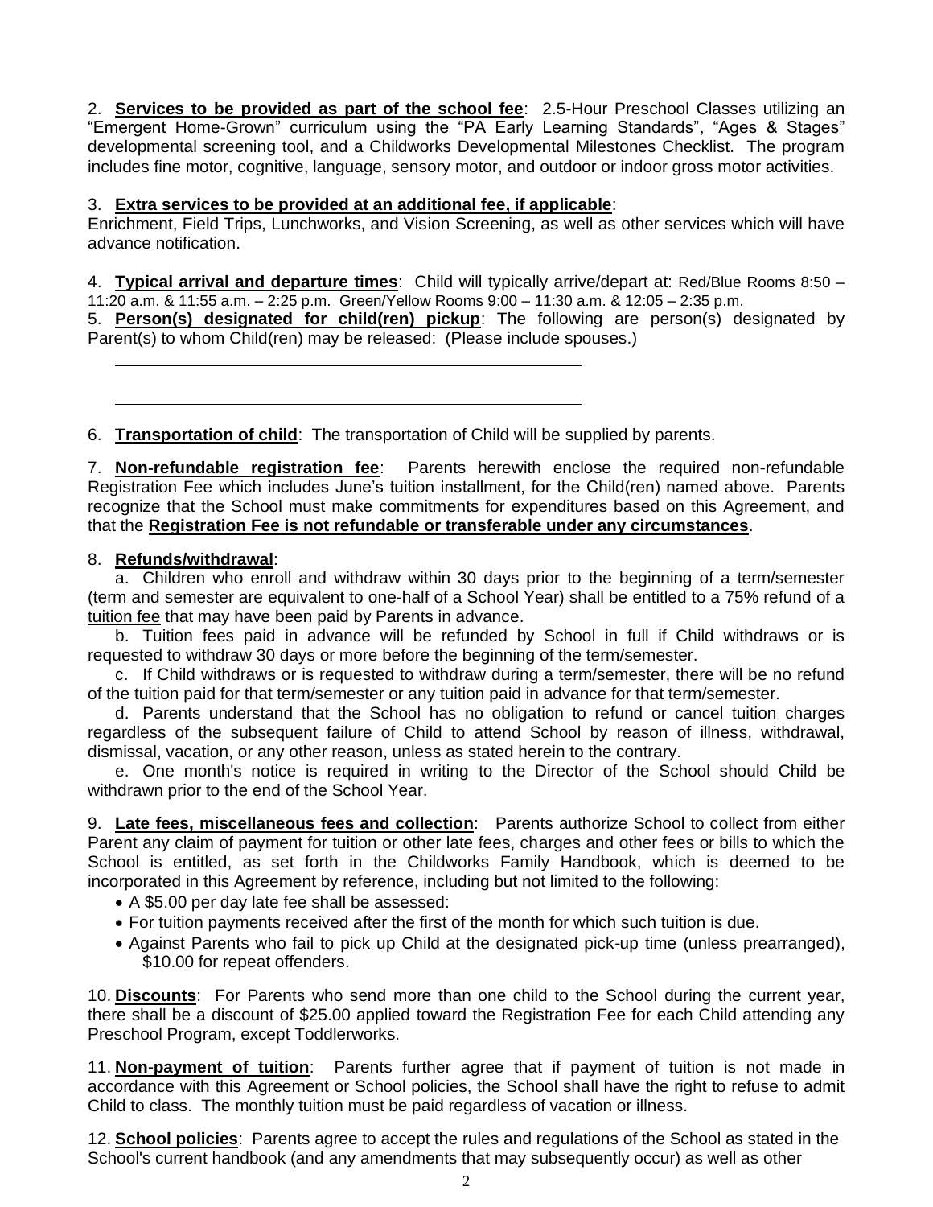2. **Services to be provided as part of the school fee**: 2.5-Hour Preschool Classes utilizing an "Emergent Home-Grown" curriculum using the "PA Early Learning Standards", "Ages & Stages" developmental screening tool, and a Childworks Developmental Milestones Checklist. The program includes fine motor, cognitive, language, sensory motor, and outdoor or indoor gross motor activities.

3. **Extra services to be provided at an additional fee, if applicable**:
Enrichment, Field Trips, Lunchworks, and Vision Screening, as well as other services which will have advance notification.

4. **Typical arrival and departure times**: Child will typically arrive/depart at: Red/Blue Rooms 8:50 – 11:20 a.m. & 11:55 a.m. – 2:25 p.m. Green/Yellow Rooms 9:00 – 11:30 a.m. & 12:05 – 2:35 p.m.

5. **Person(s) designated for child(ren) pickup**: The following are person(s) designated by Parent(s) to whom Child(ren) may be released: (Please include spouses.)

\_\_\_\_\_\_\_\_\_\_\_\_\_\_\_\_\_\_\_\_\_\_\_\_\_\_\_\_\_\_\_\_\_\_\_\_\_\_\_\_\_\_\_\_

\_\_\_\_\_\_\_\_\_\_\_\_\_\_\_\_\_\_\_\_\_\_\_\_\_\_\_\_\_\_\_\_\_\_\_\_\_\_\_\_\_\_\_\_

6. **Transportation of child**: The transportation of Child will be supplied by parents.

7. **Non-refundable registration fee**: Parents herewith enclose the required non-refundable Registration Fee which includes June's tuition installment, for the Child(ren) named above. Parents recognize that the School must make commitments for expenditures based on this Agreement, and that the **Registration Fee is not refundable or transferable under any circumstances**.

8. **Refunds/withdrawal**:

a. Children who enroll and withdraw within 30 days prior to the beginning of a term/semester (term and semester are equivalent to one-half of a School Year) shall be entitled to a 75% refund of a tuition fee that may have been paid by Parents in advance.

b. Tuition fees paid in advance will be refunded by School in full if Child withdraws or is requested to withdraw 30 days or more before the beginning of the term/semester.

c. If Child withdraws or is requested to withdraw during a term/semester, there will be no refund of the tuition paid for that term/semester or any tuition paid in advance for that term/semester.

d. Parents understand that the School has no obligation to refund or cancel tuition charges regardless of the subsequent failure of Child to attend School by reason of illness, withdrawal, dismissal, vacation, or any other reason, unless as stated herein to the contrary.

e. One month's notice is required in writing to the Director of the School should Child be withdrawn prior to the end of the School Year.

9. **Late fees, miscellaneous fees and collection**: Parents authorize School to collect from either Parent any claim of payment for tuition or other late fees, charges and other fees or bills to which the School is entitled, as set forth in the Childworks Family Handbook, which is deemed to be incorporated in this Agreement by reference, including but not limited to the following:

- A $5.00 per day late fee shall be assessed:
- For tuition payments received after the first of the month for which such tuition is due.
- Against Parents who fail to pick up Child at the designated pick-up time (unless prearranged), $10.00 for repeat offenders.

10. **Discounts**: For Parents who send more than one child to the School during the current year, there shall be a discount of $25.00 applied toward the Registration Fee for each Child attending any Preschool Program, except Toddlerworks.

11. **Non-payment of tuition**: Parents further agree that if payment of tuition is not made in accordance with this Agreement or School policies, the School shall have the right to refuse to admit Child to class. The monthly tuition must be paid regardless of vacation or illness.

12. **School policies**: Parents agree to accept the rules and regulations of the School as stated in the School's current handbook (and any amendments that may subsequently occur) as well as other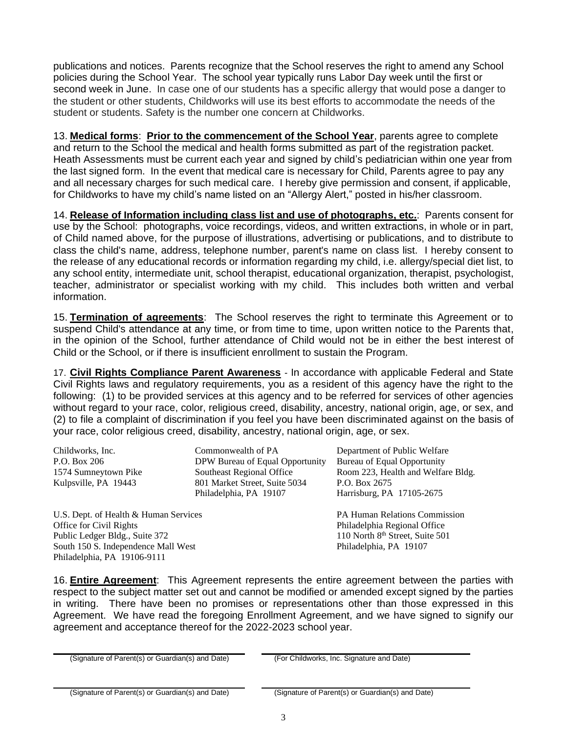publications and notices. Parents recognize that the School reserves the right to amend any School policies during the School Year. The school year typically runs Labor Day week until the first or second week in June. In case one of our students has a specific allergy that would pose a danger to the student or other students, Childworks will use its best efforts to accommodate the needs of the student or students. Safety is the number one concern at Childworks.

13. **Medical forms**: **Prior to the commencement of the School Year**, parents agree to complete and return to the School the medical and health forms submitted as part of the registration packet. Heath Assessments must be current each year and signed by child's pediatrician within one year from the last signed form. In the event that medical care is necessary for Child, Parents agree to pay any and all necessary charges for such medical care. I hereby give permission and consent, if applicable, for Childworks to have my child's name listed on an "Allergy Alert," posted in his/her classroom.

14. **Release of Information including class list and use of photographs, etc.**: Parents consent for use by the School: photographs, voice recordings, videos, and written extractions, in whole or in part, of Child named above, for the purpose of illustrations, advertising or publications, and to distribute to class the child's name, address, telephone number, parent's name on class list. I hereby consent to the release of any educational records or information regarding my child, i.e. allergy/special diet list, to any school entity, intermediate unit, school therapist, educational organization, therapist, psychologist, teacher, administrator or specialist working with my child. This includes both written and verbal information.

15. **Termination of agreements**: The School reserves the right to terminate this Agreement or to suspend Child's attendance at any time, or from time to time, upon written notice to the Parents that, in the opinion of the School, further attendance of Child would not be in either the best interest of Child or the School, or if there is insufficient enrollment to sustain the Program.

17. **Civil Rights Compliance Parent Awareness** - In accordance with applicable Federal and State Civil Rights laws and regulatory requirements, you as a resident of this agency have the right to the following: (1) to be provided services at this agency and to be referred for services of other agencies without regard to your race, color, religious creed, disability, ancestry, national origin, age, or sex, and (2) to file a complaint of discrimination if you feel you have been discriminated against on the basis of your race, color religious creed, disability, ancestry, national origin, age, or sex.

Childworks, Inc.
P.O. Box 206
1574 Sumneytown Pike
Kulpsville, PA 19443

Commonwealth of PA
DPW Bureau of Equal Opportunity
Southeast Regional Office
801 Market Street, Suite 5034
Philadelphia, PA 19107

Department of Public Welfare
Bureau of Equal Opportunity
Room 223, Health and Welfare Bldg.
P.O. Box 2675
Harrisburg, PA 17105-2675

U.S. Dept. of Health & Human Services
Office for Civil Rights
Public Ledger Bldg., Suite 372
South 150 S. Independence Mall West
Philadelphia, PA 19106-9111

PA Human Relations Commission
Philadelphia Regional Office
110 North 8th Street, Suite 501
Philadelphia, PA 19107

16. **Entire Agreement**: This Agreement represents the entire agreement between the parties with respect to the subject matter set out and cannot be modified or amended except signed by the parties in writing. There have been no promises or representations other than those expressed in this Agreement. We have read the foregoing Enrollment Agreement, and we have signed to signify our agreement and acceptance thereof for the 2022-2023 school year.

(Signature of Parent(s) or Guardian(s) and Date)

(For Childworks, Inc. Signature and Date)

(Signature of Parent(s) or Guardian(s) and Date)

(Signature of Parent(s) or Guardian(s) and Date)